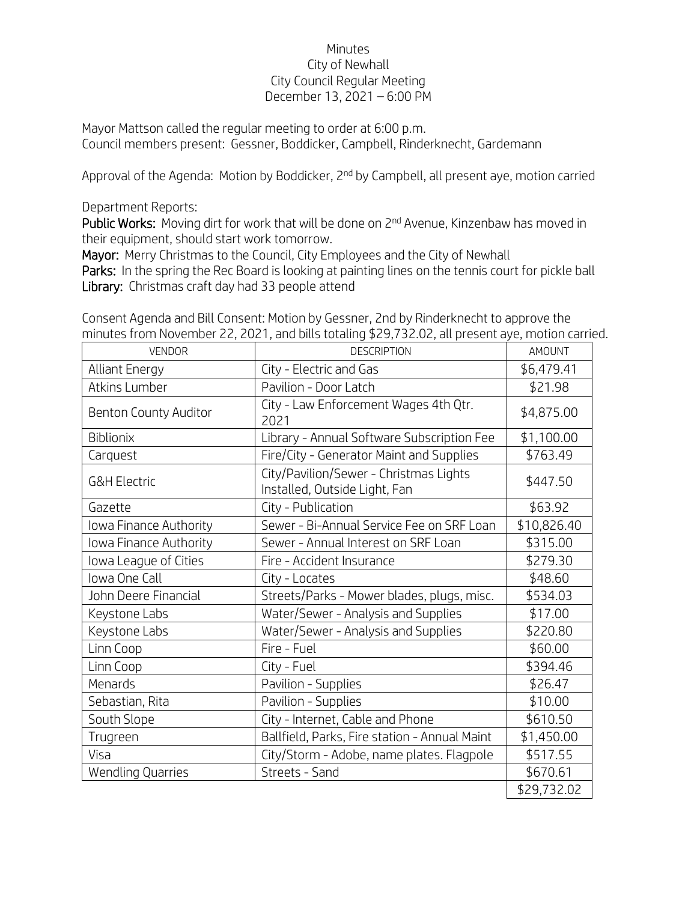Minutes
City of Newhall
City Council Regular Meeting
December 13, 2021 – 6:00 PM

Mayor Mattson called the regular meeting to order at 6:00 p.m.
Council members present: Gessner, Boddicker, Campbell, Rinderknecht, Gardemann

Approval of the Agenda: Motion by Boddicker, 2nd by Campbell, all present aye, motion carried

Department Reports:

**Public Works:** Moving dirt for work that will be done on 2nd Avenue, Kinzenbaw has moved in their equipment, should start work tomorrow.
**Mayor:** Merry Christmas to the Council, City Employees and the City of Newhall
**Parks:** In the spring the Rec Board is looking at painting lines on the tennis court for pickle ball
**Library:** Christmas craft day had 33 people attend

Consent Agenda and Bill Consent: Motion by Gessner, 2nd by Rinderknecht to approve the minutes from November 22, 2021, and bills totaling $29,732.02, all present aye, motion carried.

| VENDOR | DESCRIPTION | AMOUNT |
|---|---|---|
| Alliant Energy | City - Electric and Gas | $6,479.41 |
| Atkins Lumber | Pavilion - Door Latch | $21.98 |
| Benton County Auditor | City - Law Enforcement Wages 4th Qtr. 2021 | $4,875.00 |
| Biblionix | Library - Annual Software Subscription Fee | $1,100.00 |
| Carquest | Fire/City - Generator Maint and Supplies | $763.49 |
| G&H Electric | City/Pavilion/Sewer - Christmas Lights Installed, Outside Light, Fan | $447.50 |
| Gazette | City - Publication | $63.92 |
| Iowa Finance Authority | Sewer - Bi-Annual Service Fee on SRF Loan | $10,826.40 |
| Iowa Finance Authority | Sewer - Annual Interest on SRF Loan | $315.00 |
| Iowa League of Cities | Fire - Accident Insurance | $279.30 |
| Iowa One Call | City - Locates | $48.60 |
| John Deere Financial | Streets/Parks - Mower blades, plugs, misc. | $534.03 |
| Keystone Labs | Water/Sewer - Analysis and Supplies | $17.00 |
| Keystone Labs | Water/Sewer - Analysis and Supplies | $220.80 |
| Linn Coop | Fire - Fuel | $60.00 |
| Linn Coop | City - Fuel | $394.46 |
| Menards | Pavilion - Supplies | $26.47 |
| Sebastian, Rita | Pavilion - Supplies | $10.00 |
| South Slope | City - Internet, Cable and Phone | $610.50 |
| Trugreen | Ballfield, Parks, Fire station - Annual Maint | $1,450.00 |
| Visa | City/Storm - Adobe, name plates. Flagpole | $517.55 |
| Wendling Quarries | Streets - Sand | $670.61 |
| | | $29,732.02 |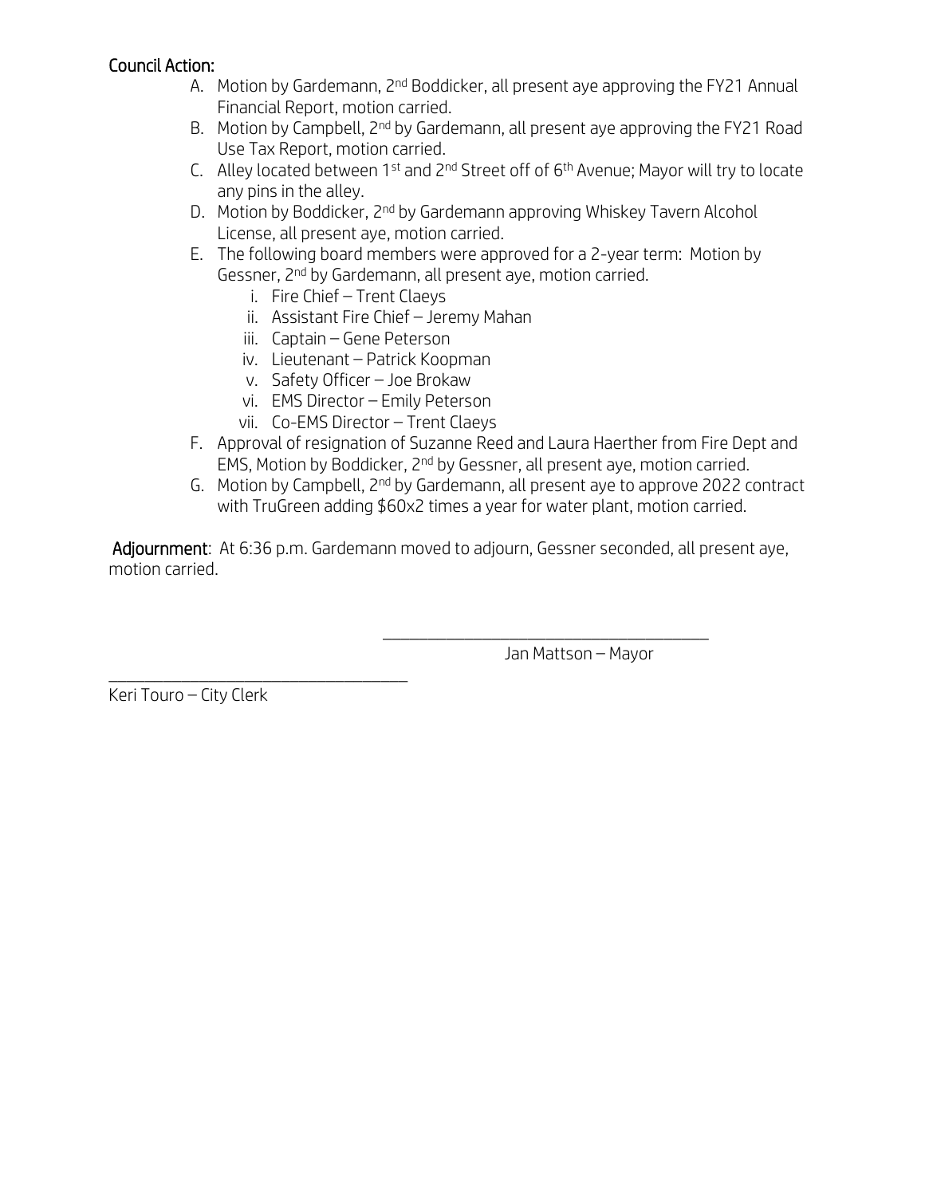**Council Action:**

A. Motion by Gardemann, 2nd Boddicker, all present aye approving the FY21 Annual Financial Report, motion carried.
B. Motion by Campbell, 2nd by Gardemann, all present aye approving the FY21 Road Use Tax Report, motion carried.
C. Alley located between 1st and 2nd Street off of 6th Avenue; Mayor will try to locate any pins in the alley.
D. Motion by Boddicker, 2nd by Gardemann approving Whiskey Tavern Alcohol License, all present aye, motion carried.
E. The following board members were approved for a 2-year term: Motion by Gessner, 2nd by Gardemann, all present aye, motion carried.
    i. Fire Chief – Trent Claeys
    ii. Assistant Fire Chief – Jeremy Mahan
    iii. Captain – Gene Peterson
    iv. Lieutenant – Patrick Koopman
    v. Safety Officer – Joe Brokaw
    vi. EMS Director – Emily Peterson
    vii. Co-EMS Director – Trent Claeys
F. Approval of resignation of Suzanne Reed and Laura Haerther from Fire Dept and EMS, Motion by Boddicker, 2nd by Gessner, all present aye, motion carried.
G. Motion by Campbell, 2nd by Gardemann, all present aye to approve 2022 contract with TruGreen adding $60x2 times a year for water plant, motion carried.

**Adjournment**: At 6:36 p.m. Gardemann moved to adjourn, Gessner seconded, all present aye, motion carried.

\_\_\_\_\_\_\_\_\_\_\_\_\_\_\_\_\_\_\_\_\_\_\_\_\_\_\_\_\_\_\_\_\_\_\_\_\_\_\_\_

Jan Mattson – Mayor

\_\_\_\_\_\_\_\_\_\_\_\_\_\_\_\_\_\_\_\_\_\_\_\_\_\_\_\_\_\_\_\_\_\_\_\_\_\_\_\_

Keri Touro – City Clerk